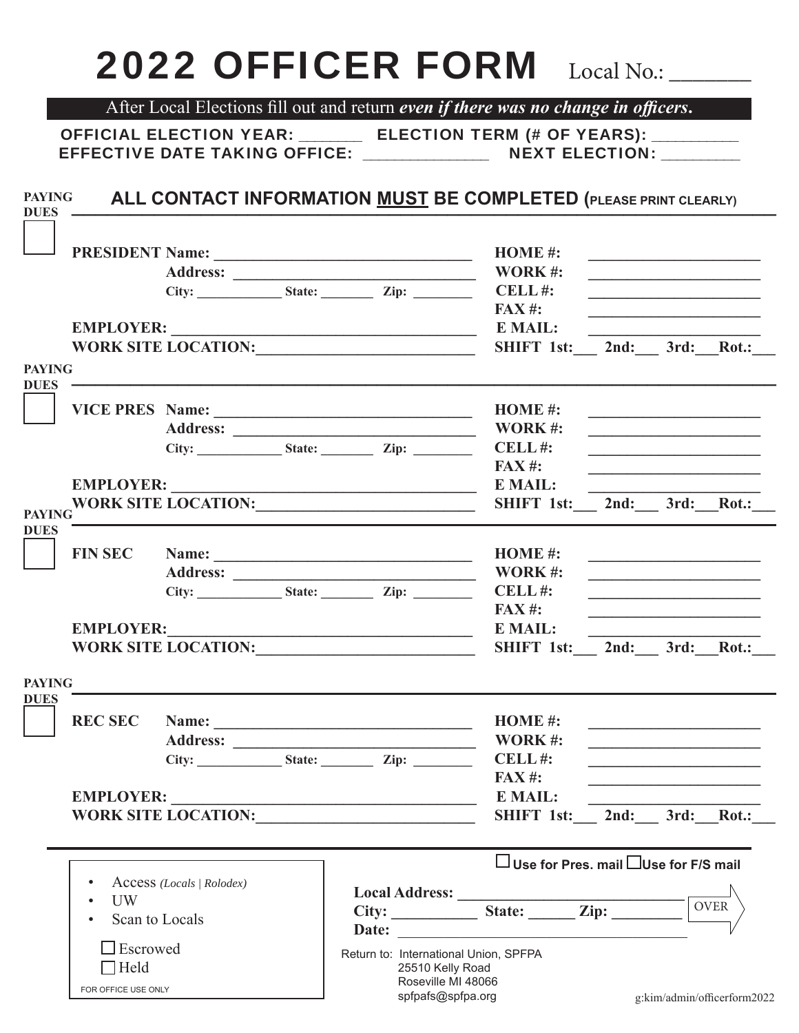# 2022 OFFICER FORM

Local No.: _______

After Local Elections fill out and return ***even if there was no change in officers.***

**OFFICIAL ELECTION YEAR:** _______ **ELECTION TERM (# OF YEARS):** _________

**EFFECTIVE DATE TAKING OFFICE:** ______________ **NEXT ELECTION:** _________

## ALL CONTACT INFORMATION MUST BE COMPLETED (PLEASE PRINT CLEARLY)

**PAYING DUES** ☐

**PRESIDENT Name:** ________________________________ **HOME #:** ______________________

**Address:** ________________________________ **WORK #:** ______________________

**City:** ____________ **State:** ________ **Zip:** ________ **CELL #:** ______________________

**FAX #:** ______________________

**EMPLOYER:** ________________________________________ **E MAIL:** ______________________

**WORK SITE LOCATION:** ___________________________ **SHIFT 1st:**___ **2nd:**___ **3rd:**___ **Rot.:**___

**PAYING DUES** ☐

**VICE PRES Name:** ________________________________ **HOME #:** ______________________

**Address:** ________________________________ **WORK #:** ______________________

**City:** ____________ **State:** ________ **Zip:** ________ **CELL #:** ______________________

**FAX #:** ______________________

**EMPLOYER:** ________________________________________ **E MAIL:** ______________________

**WORK SITE LOCATION:** ___________________________ **SHIFT 1st:**___ **2nd:**___ **3rd:**___ **Rot.:**___

**PAYING DUES** ☐

**FIN SEC Name:** ________________________________ **HOME #:** ______________________

**Address:** ________________________________ **WORK #:** ______________________

**City:** ____________ **State:** ________ **Zip:** ________ **CELL #:** ______________________

**FAX #:** ______________________

**EMPLOYER:** ________________________________________ **E MAIL:** ______________________

**WORK SITE LOCATION:** ___________________________ **SHIFT 1st:**___ **2nd:**___ **3rd:**___ **Rot.:**___

**PAYING DUES** ☐

**REC SEC Name:** ________________________________ **HOME #:** ______________________

**Address:** ________________________________ **WORK #:** ______________________

**City:** ____________ **State:** ________ **Zip:** ________ **CELL #:** ______________________

**FAX #:** ______________________

**EMPLOYER:** ________________________________________ **E MAIL:** ______________________

**WORK SITE LOCATION:** ___________________________ **SHIFT 1st:**___ **2nd:**___ **3rd:**___ **Rot.:**___

---

- Access *(Locals | Rolodex)*
- UW
- Scan to Locals

☐ Escrowed

☐ Held

FOR OFFICE USE ONLY

☐ **Use for Pres. mail** ☐ **Use for F/S mail**

**Local Address:** ______________________________

**City:** ___________ **State:** ______ **Zip:** _________

**Date:** ________________________________________

OVER

Return to: International Union, SPFPA
25510 Kelly Road
Roseville MI 48066
spfpafs@spfpa.org

g:kim/admin/officerform2022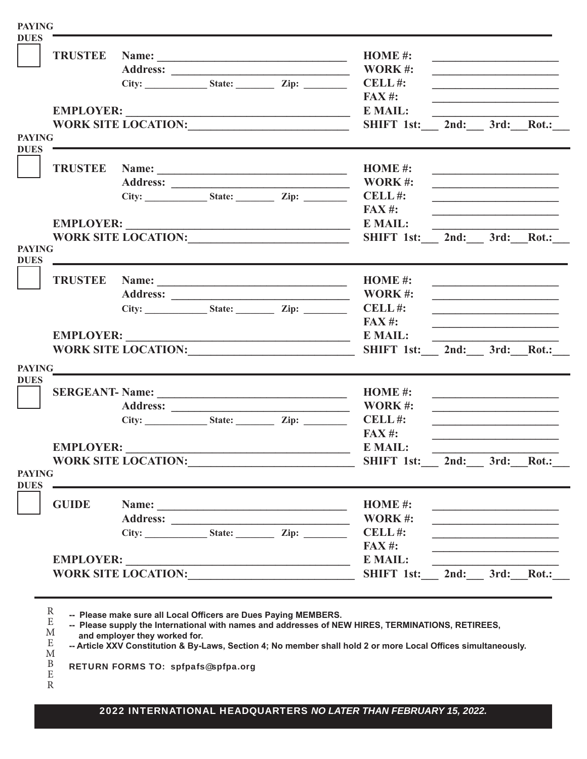PAYING DUES

☐

**TRUSTEE** Name: ______________________________ **HOME #:** ______________________

Address: ______________________________ **WORK #:** ______________________

City: ____________ State: ________ Zip: ________ **CELL #:** ______________________

**FAX #:** ______________________

**EMPLOYER:** ______________________________ **E MAIL:** ______________________

**WORK SITE LOCATION:** ______________________________ **SHIFT 1st:___ 2nd:___ 3rd:___Rot.:___**

---

PAYING DUES

☐

**TRUSTEE** Name: ______________________________ **HOME #:** ______________________

Address: ______________________________ **WORK #:** ______________________

City: ____________ State: ________ Zip: ________ **CELL #:** ______________________

**FAX #:** ______________________

**EMPLOYER:** ______________________________ **E MAIL:** ______________________

**WORK SITE LOCATION:** ______________________________ **SHIFT 1st:___ 2nd:___ 3rd:___Rot.:___**

---

PAYING DUES

☐

**TRUSTEE** Name: ______________________________ **HOME #:** ______________________

Address: ______________________________ **WORK #:** ______________________

City: ____________ State: ________ Zip: ________ **CELL #:** ______________________

**FAX #:** ______________________

**EMPLOYER:** ______________________________ **E MAIL:** ______________________

**WORK SITE LOCATION:** ______________________________ **SHIFT 1st:___ 2nd:___ 3rd:___Rot.:___**

---

PAYING DUES

☐

**SERGEANT-** Name: ______________________________ **HOME #:** ______________________

Address: ______________________________ **WORK #:** ______________________

City: ____________ State: ________ Zip: ________ **CELL #:** ______________________

**FAX #:** ______________________

**EMPLOYER:** ______________________________ **E MAIL:** ______________________

**WORK SITE LOCATION:** ______________________________ **SHIFT 1st:___ 2nd:___ 3rd:___Rot.:___**

---

PAYING DUES

☐

**GUIDE** Name: ______________________________ **HOME #:** ______________________

Address: ______________________________ **WORK #:** ______________________

City: ____________ State: ________ Zip: ________ **CELL #:** ______________________

**FAX #:** ______________________

**EMPLOYER:** ______________________________ **E MAIL:** ______________________

**WORK SITE LOCATION:** ______________________________ **SHIFT 1st:___ 2nd:___ 3rd:___Rot.:___**

---

REMEMBER

- **-- Please make sure all Local Officers are Dues Paying MEMBERS.**
- **-- Please supply the International with names and addresses of NEW HIRES, TERMINATIONS, RETIREES, and employer they worked for.**
- **-- Article XXV Constitution & By-Laws, Section 4; No member shall hold 2 or more Local Offices simultaneously.**

RETURN FORMS TO: spfpafs@spfpa.org

**2022 INTERNATIONAL HEADQUARTERS *NO LATER THAN FEBRUARY 15, 2022.***